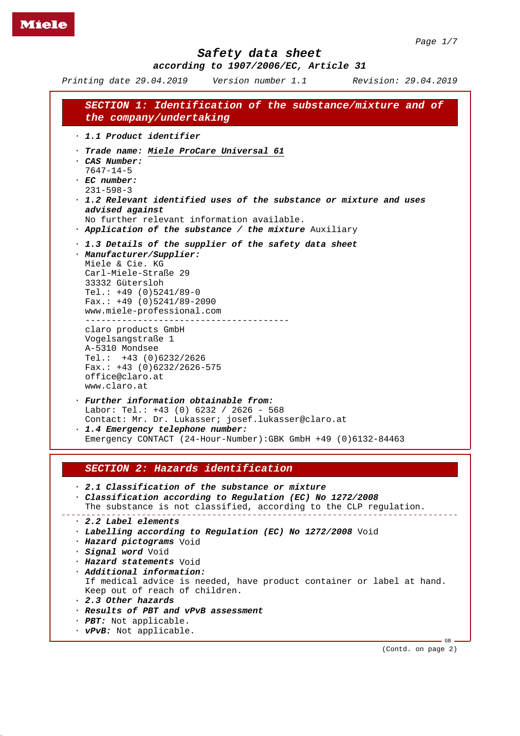# Safety data sheet

**according to 1907/2006/EC, Article 31**

Printing date 29.04.2019 Version number 1.1 Revision: 29.04.2019

## SECTION 1: Identification of the substance/mixture and of the company/undertaking

- **1.1 Product identifier**
- **Trade name: Miele ProCare Universal 61**
- **CAS Number:**
  7647-14-5
- **EC number:**
  231-598-3
- **1.2 Relevant identified uses of the substance or mixture and uses advised against**
  No further relevant information available.
- **Application of the substance / the mixture** Auxiliary
- **1.3 Details of the supplier of the safety data sheet**
- **Manufacturer/Supplier:**
  Miele & Cie. KG
  Carl-Miele-Straße 29
  33332 Gütersloh
  Tel.: +49 (0)5241/89-0
  Fax.: +49 (0)5241/89-2090
  www.miele-professional.com
  ---------------------------------------
  claro products GmbH
  Vogelsangstraße 1
  A-5310 Mondsee
  Tel.: +43 (0)6232/2626
  Fax.: +43 (0)6232/2626-575
  office@claro.at
  www.claro.at
- **Further information obtainable from:**
  Labor: Tel.: +43 (0) 6232 / 2626 - 568
  Contact: Mr. Dr. Lukasser; josef.lukasser@claro.at
- **1.4 Emergency telephone number:**
  Emergency CONTACT (24-Hour-Number):GBK GmbH +49 (0)6132-84463

## SECTION 2: Hazards identification

- **2.1 Classification of the substance or mixture**
- **Classification according to Regulation (EC) No 1272/2008**
  The substance is not classified, according to the CLP regulation.

---

- **2.2 Label elements**
- **Labelling according to Regulation (EC) No 1272/2008** Void
- **Hazard pictograms** Void
- **Signal word** Void
- **Hazard statements** Void
- **Additional information:**
  If medical advice is needed, have product container or label at hand.
  Keep out of reach of children.
- **2.3 Other hazards**
- **Results of PBT and vPvB assessment**
- **PBT:** Not applicable.
- **vPvB:** Not applicable.

(Contd. on page 2)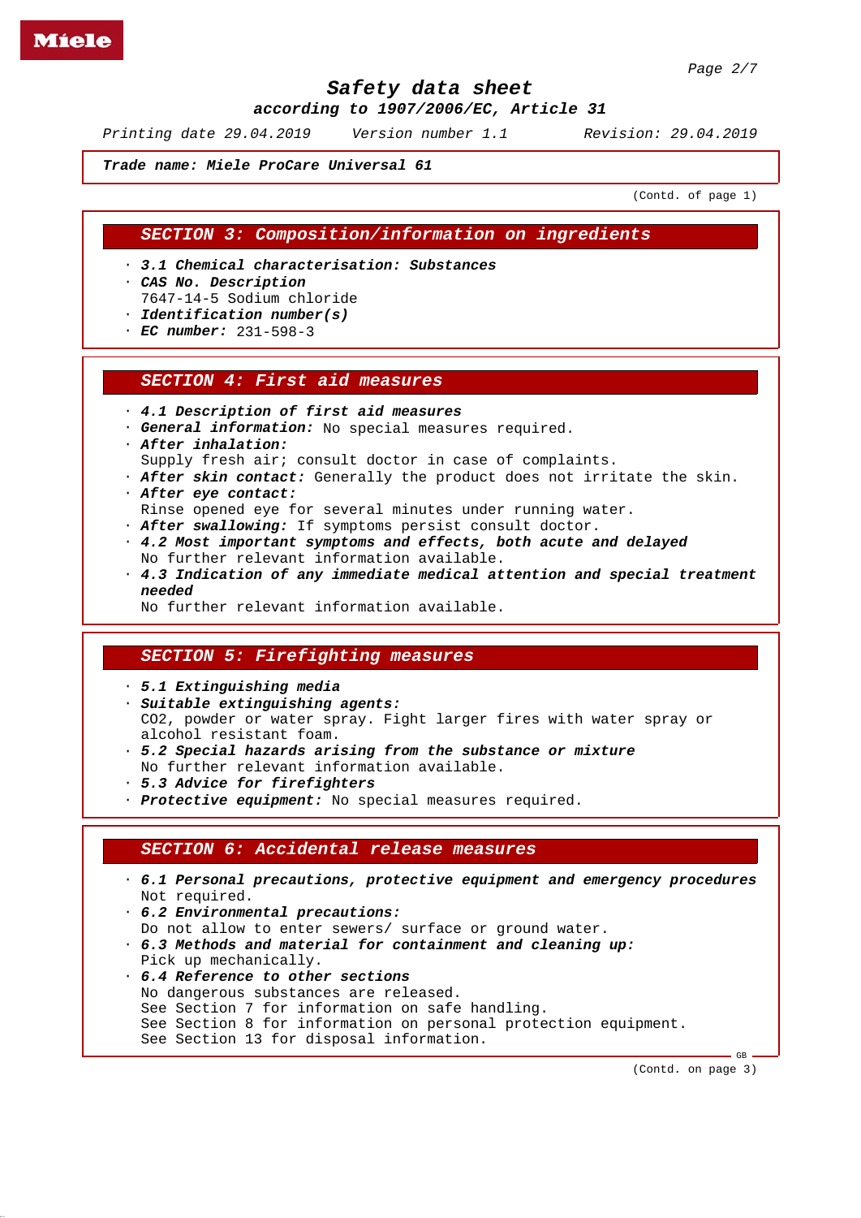**Trade name: Miele ProCare Universal 61**

(Contdd. of page 1)

## SECTION 3: Composition/information on ingredients

- **3.1 Chemical characterisation: Substances**
- **CAS No. Description**
  7647-14-5 Sodium chloride
- **Identification number(s)**
- **EC number:** 231-598-3

## SECTION 4: First aid measures

- **4.1 Description of first aid measures**
- **General information:** No special measures required.
- **After inhalation:**
  Supply fresh air; consult doctor in case of complaints.
- **After skin contact:** Generally the product does not irritate the skin.
- **After eye contact:**
  Rinse opened eye for several minutes under running water.
- **After swallowing:** If symptoms persist consult doctor.
- **4.2 Most important symptoms and effects, both acute and delayed**
  No further relevant information available.
- **4.3 Indication of any immediate medical attention and special treatment needed**
  No further relevant information available.

## SECTION 5: Firefighting measures

- **5.1 Extinguishing media**
- **Suitable extinguishing agents:**
  $CO_2$, powder or water spray. Fight larger fires with water spray or alcohol resistant foam.
- **5.2 Special hazards arising from the substance or mixture**
  No further relevant information available.
- **5.3 Advice for firefighters**
- **Protective equipment:** No special measures required.

## SECTION 6: Accidental release measures

- **6.1 Personal precautions, protective equipment and emergency procedures**
  Not required.
- **6.2 Environmental precautions:**
  Do not allow to enter sewers/ surface or ground water.
- **6.3 Methods and material for containment and cleaning up:**
  Pick up mechanically.
- **6.4 Reference to other sections**
  No dangerous substances are released.
  See Section 7 for information on safe handling.
  See Section 8 for information on personal protection equipment.
  See Section 13 for disposal information.

(Contd. on page 3)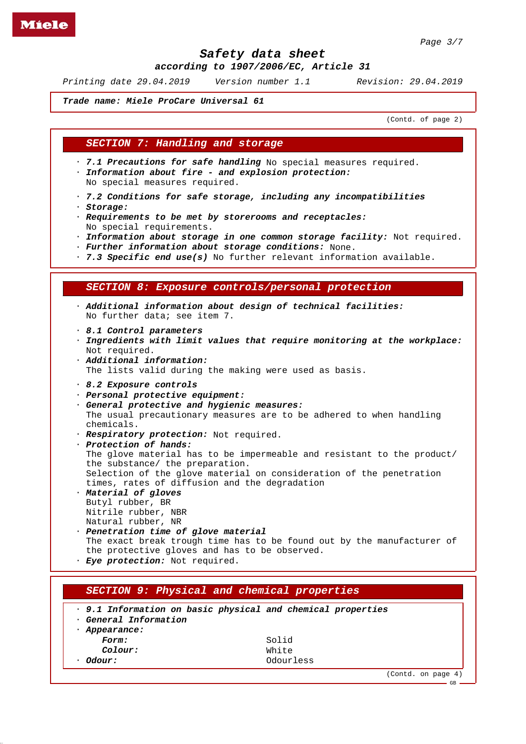# Safety data sheet

**according to 1907/2006/EC, Article 31**

Printing date 29.04.2019 Version number 1.1 Revision: 29.04.2019

**Trade name: Miele ProCare Universal 61**

(Contd. of page 2)

## SECTION 7: Handling and storage

- ***7.1 Precautions for safe handling*** No special measures required.
- ***Information about fire - and explosion protection:***
  No special measures required.
- ***7.2 Conditions for safe storage, including any incompatibilities***
- ***Storage:***
- ***Requirements to be met by storerooms and receptacles:***
  No special requirements.
- ***Information about storage in one common storage facility:*** Not required.
- ***Further information about storage conditions:*** None.
- ***7.3 Specific end use(s)*** No further relevant information available.

## SECTION 8: Exposure controls/personal protection

- ***Additional information about design of technical facilities:***
  No further data; see item 7.
- ***8.1 Control parameters***
- ***Ingredients with limit values that require monitoring at the workplace:***
  Not required.
- ***Additional information:***
  The lists valid during the making were used as basis.
- ***8.2 Exposure controls***
- ***Personal protective equipment:***
- ***General protective and hygienic measures:***
  The usual precautionary measures are to be adhered to when handling chemicals.
- ***Respiratory protection:*** Not required.
- ***Protection of hands:***
  The glove material has to be impermeable and resistant to the product/ the substance/ the preparation.
  Selection of the glove material on consideration of the penetration times, rates of diffusion and the degradation
- ***Material of gloves***
  Butyl rubber, BR
  Nitrile rubber, NBR
  Natural rubber, NR
- ***Penetration time of glove material***
  The exact break trough time has to be found out by the manufacturer of the protective gloves and has to be observed.
- ***Eye protection:*** Not required.

## SECTION 9: Physical and chemical properties

- ***9.1 Information on basic physical and chemical properties***
- ***General Information***
- ***Appearance:***

| | |
|---|---|
| ***Form:*** | Solid |
| ***Colour:*** | White |
| ***Odour:*** | Odourless |

(Contd. on page 4)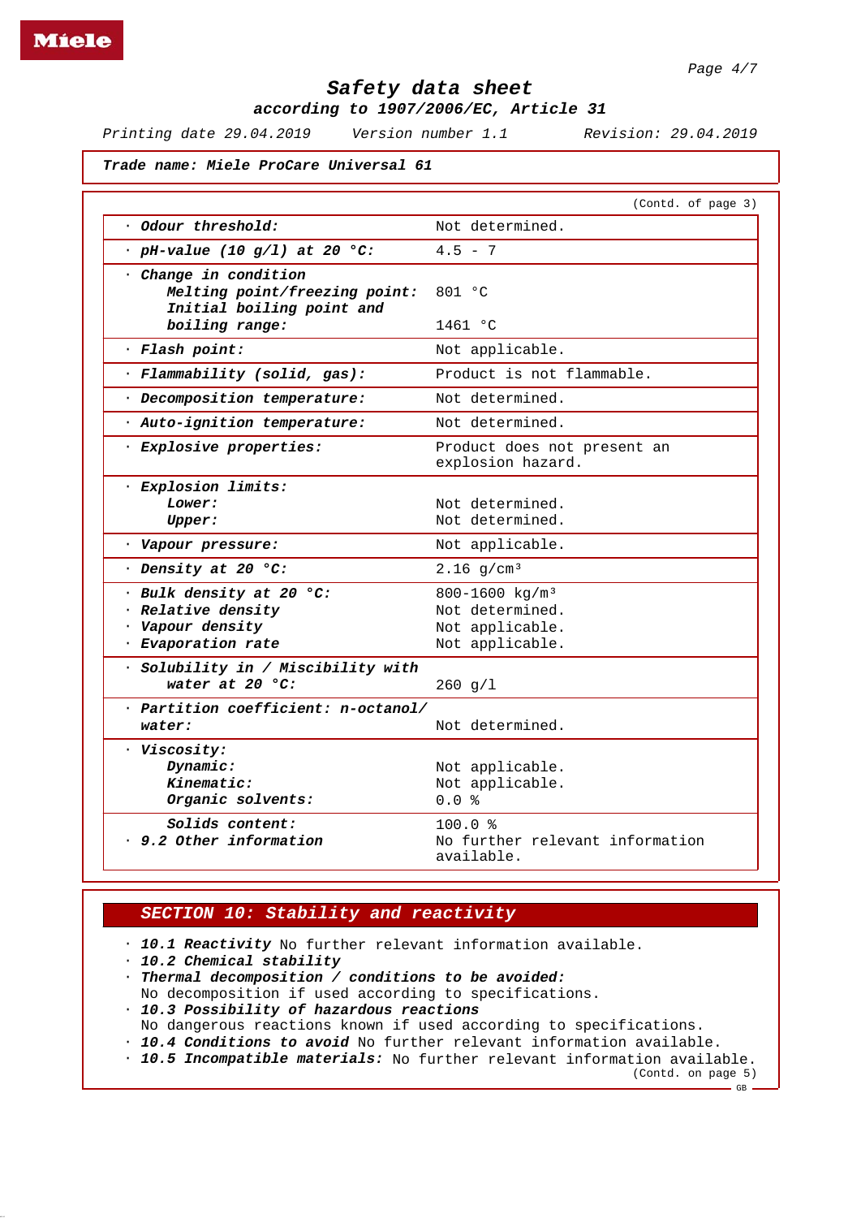# Safety data sheet

**according to 1907/2006/EC, Article 31**

Printing date 29.04.2019 Version number 1.1 Revision: 29.04.2019

**Trade name: Miele ProCare Universal 61**

(Contd. of page 3)

| | |
|---|---|
| · ***Odour threshold:*** | Not determined. |
| · ***pH-value (10 g/l) at 20 °C:*** | 4.5 - 7 |
| · ***Change in condition*** | |
| ***Melting point/freezing point:*** | 801 °C |
| ***Initial boiling point and boiling range:*** | 1461 °C |
| · ***Flash point:*** | Not applicable. |
| · ***Flammability (solid, gas):*** | Product is not flammable. |
| · ***Decomposition temperature:*** | Not determined. |
| · ***Auto-ignition temperature:*** | Not determined. |
| · ***Explosive properties:*** | Product does not present an explosion hazard. |
| · ***Explosion limits:*** | |
| ***Lower:*** | Not determined. |
| ***Upper:*** | Not determined. |
| · ***Vapour pressure:*** | Not applicable. |
| · ***Density at 20 °C:*** | 2.16 g/cm³ |
| · ***Bulk density at 20 °C:*** | 800-1600 kg/m³ |
| · ***Relative density*** | Not determined. |
| · ***Vapour density*** | Not applicable. |
| · ***Evaporation rate*** | Not applicable. |
| · ***Solubility in / Miscibility with water at 20 °C:*** | 260 g/l |
| · ***Partition coefficient: n-octanol/water:*** | Not determined. |
| · ***Viscosity:*** | |
| ***Dynamic:*** | Not applicable. |
| ***Kinematic:*** | Not applicable. |
| ***Organic solvents:*** | 0.0 % |
| ***Solids content:*** | 100.0 % |
| · ***9.2 Other information*** | No further relevant information available. |

## SECTION 10: Stability and reactivity

- ***10.1 Reactivity*** No further relevant information available.
- ***10.2 Chemical stability***
- ***Thermal decomposition / conditions to be avoided:***
  No decomposition if used according to specifications.
- ***10.3 Possibility of hazardous reactions***
  No dangerous reactions known if used according to specifications.
- ***10.4 Conditions to avoid*** No further relevant information available.
- ***10.5 Incompatible materials:*** No further relevant information available.

(Contd. on page 5)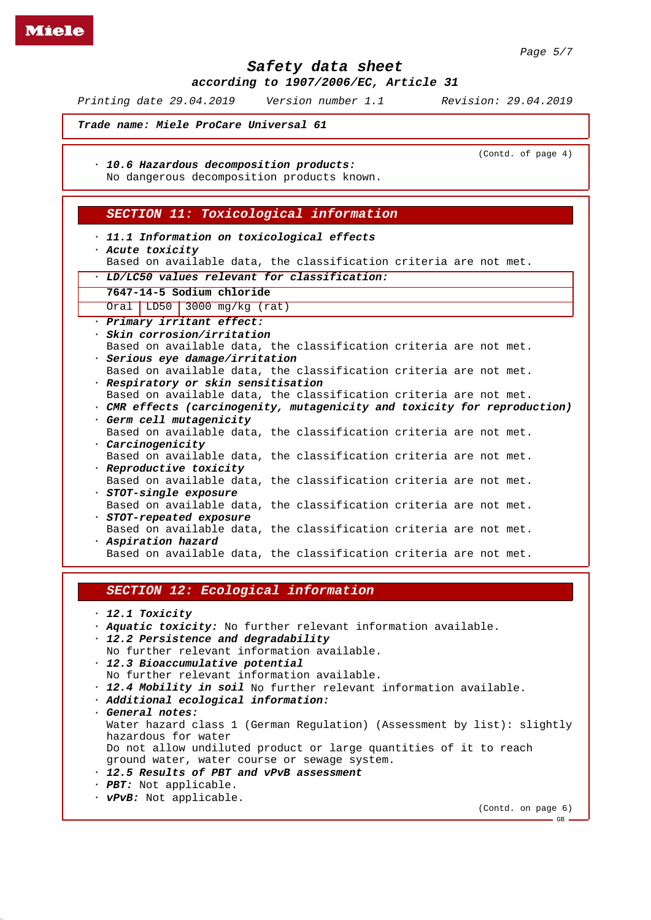**Trade name: Miele ProCare Universal 61**

(Contd. of page 4)

- ***10.6 Hazardous decomposition products:***
  No dangerous decomposition products known.

## SECTION 11: Toxicological information

- ***11.1 Information on toxicological effects***
- ***Acute toxicity***
  Based on available data, the classification criteria are not met.
- ***LD/LC50 values relevant for classification:***

| | | |
|---|---|---|
| **7647-14-5 Sodium chloride** | | |
| Oral | LD50 | 3000 mg/kg (rat) |

- ***Primary irritant effect:***
- ***Skin corrosion/irritation***
  Based on available data, the classification criteria are not met.
- ***Serious eye damage/irritation***
  Based on available data, the classification criteria are not met.
- ***Respiratory or skin sensitisation***
  Based on available data, the classification criteria are not met.
- ***CMR effects (carcinogenity, mutagenicity and toxicity for reproduction)***
- ***Germ cell mutagenicity***
  Based on available data, the classification criteria are not met.
- ***Carcinogenicity***
  Based on available data, the classification criteria are not met.
- ***Reproductive toxicity***
  Based on available data, the classification criteria are not met.
- ***STOT-single exposure***
  Based on available data, the classification criteria are not met.
- ***STOT-repeated exposure***
  Based on available data, the classification criteria are not met.
- ***Aspiration hazard***
  Based on available data, the classification criteria are not met.

## SECTION 12: Ecological information

- ***12.1 Toxicity***
- ***Aquatic toxicity:*** No further relevant information available.
- ***12.2 Persistence and degradability***
  No further relevant information available.
- ***12.3 Bioaccumulative potential***
  No further relevant information available.
- ***12.4 Mobility in soil*** No further relevant information available.
- ***Additional ecological information:***
- ***General notes:***
  Water hazard class 1 (German Regulation) (Assessment by list): slightly hazardous for water
  Do not allow undiluted product or large quantities of it to reach ground water, water course or sewage system.
- ***12.5 Results of PBT and vPvB assessment***
- ***PBT:*** Not applicable.
- ***vPvB:*** Not applicable.

(Contd. on page 6)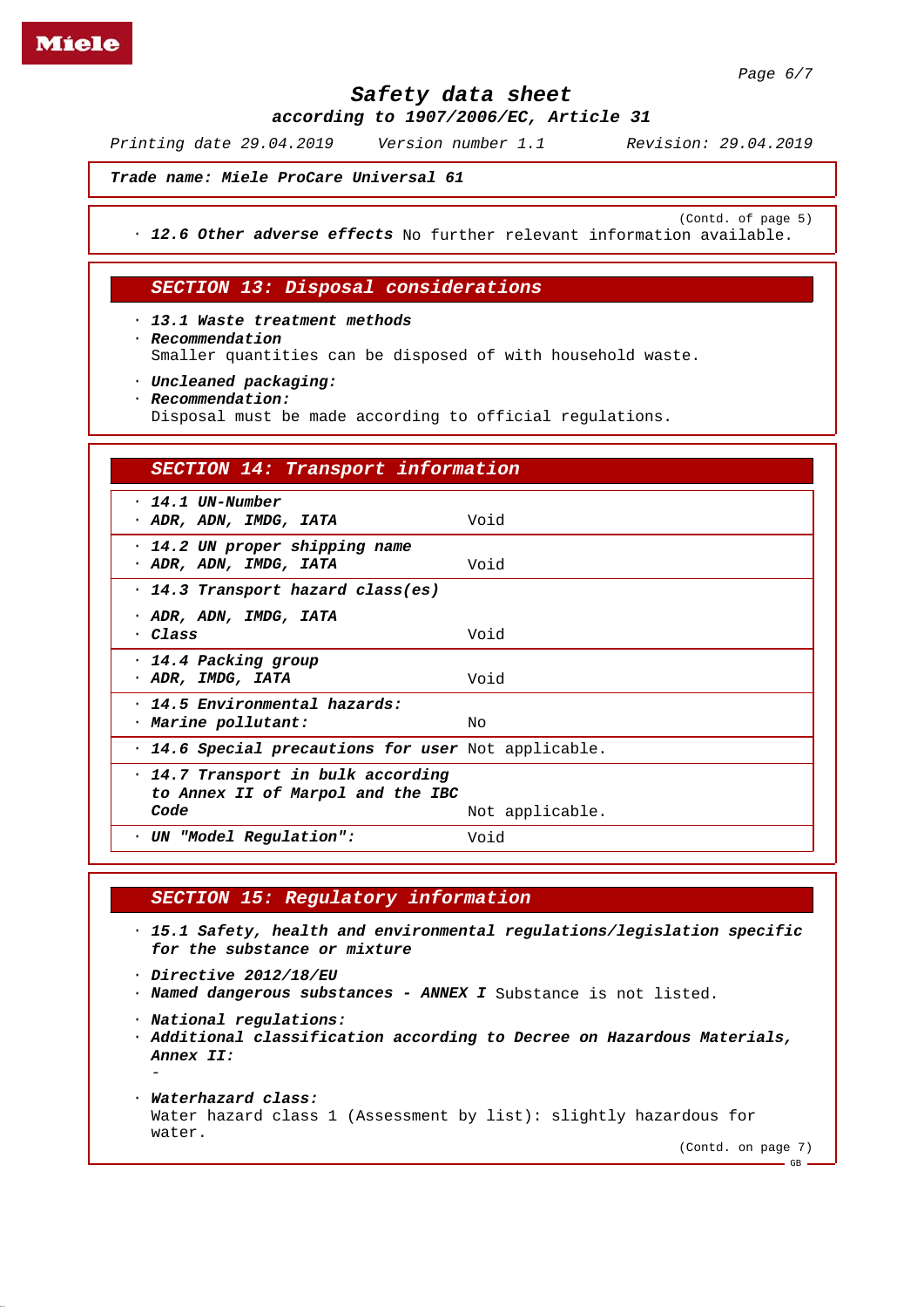Trade name: Miele ProCare Universal 61

(Contd. of page 5)

· **12.6 Other adverse effects** No further relevant information available.

## SECTION 13: Disposal considerations

· **13.1 Waste treatment methods**
· **Recommendation**
Smaller quantities can be disposed of with household waste.

· **Uncleaned packaging:**
· **Recommendation:**
Disposal must be made according to official regulations.

## SECTION 14: Transport information

| | |
|---|---|
| · **14.1 UN-Number**<br>· **ADR, ADN, IMDG, IATA** | Void |
| · **14.2 UN proper shipping name**<br>· **ADR, ADN, IMDG, IATA** | Void |
| · **14.3 Transport hazard class(es)**<br>· **ADR, ADN, IMDG, IATA**<br>· **Class** | Void |
| · **14.4 Packing group**<br>· **ADR, IMDG, IATA** | Void |
| · **14.5 Environmental hazards:**<br>· **Marine pollutant:** | No |
| · **14.6 Special precautions for user** | Not applicable. |
| · **14.7 Transport in bulk according to Annex II of Marpol and the IBC Code** | Not applicable. |
| · **UN "Model Regulation":** | Void |

## SECTION 15: Regulatory information

· **15.1 Safety, health and environmental regulations/legislation specific for the substance or mixture**

· **Directive 2012/18/EU**
· **Named dangerous substances - ANNEX I** Substance is not listed.

· **National regulations:**
· **Additional classification according to Decree on Hazardous Materials, Annex II:**
-

· **Waterhazard class:**
Water hazard class 1 (Assessment by list): slightly hazardous for water.

(Contd. on page 7)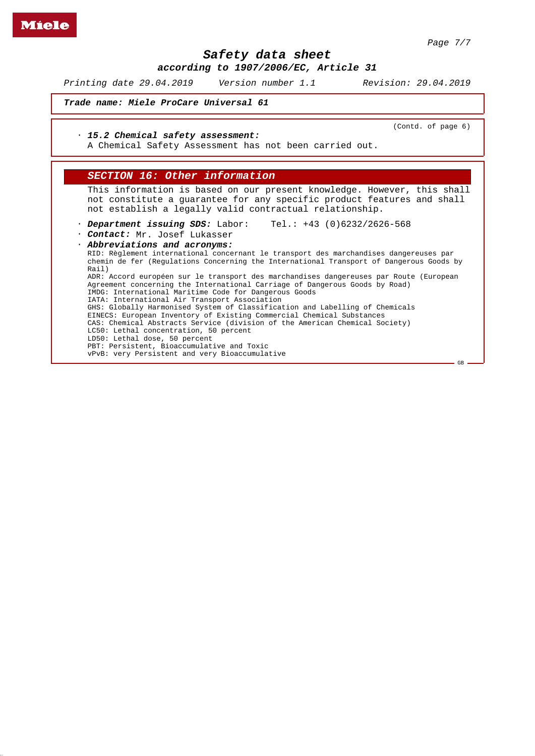# Safety data sheet

**according to 1907/2006/EC, Article 31**

*Printing date 29.04.2019 Version number 1.1 Revision: 29.04.2019*

***Trade name: Miele ProCare Universal 61***

(Contd. of page 6)

· ***15.2 Chemical safety assessment:***
A Chemical Safety Assessment has not been carried out.

## *SECTION 16: Other information*

This information is based on our present knowledge. However, this shall not constitute a guarantee for any specific product features and shall not establish a legally valid contractual relationship.

· ***Department issuing SDS:*** Labor: Tel.: +43 (0)6232/2626-568
· ***Contact:*** Mr. Josef Lukasser
· ***Abbreviations and acronyms:***
RID: Règlement international concernant le transport des marchandises dangereuses par chemin de fer (Regulations Concerning the International Transport of Dangerous Goods by Rail)
ADR: Accord européen sur le transport des marchandises dangereuses par Route (European Agreement concerning the International Carriage of Dangerous Goods by Road)
IMDG: International Maritime Code for Dangerous Goods
IATA: International Air Transport Association
GHS: Globally Harmonised System of Classification and Labelling of Chemicals
EINECS: European Inventory of Existing Commercial Chemical Substances
CAS: Chemical Abstracts Service (division of the American Chemical Society)
LC50: Lethal concentration, 50 percent
LD50: Lethal dose, 50 percent
PBT: Persistent, Bioaccumulative and Toxic
vPvB: very Persistent and very Bioaccumulative

GB